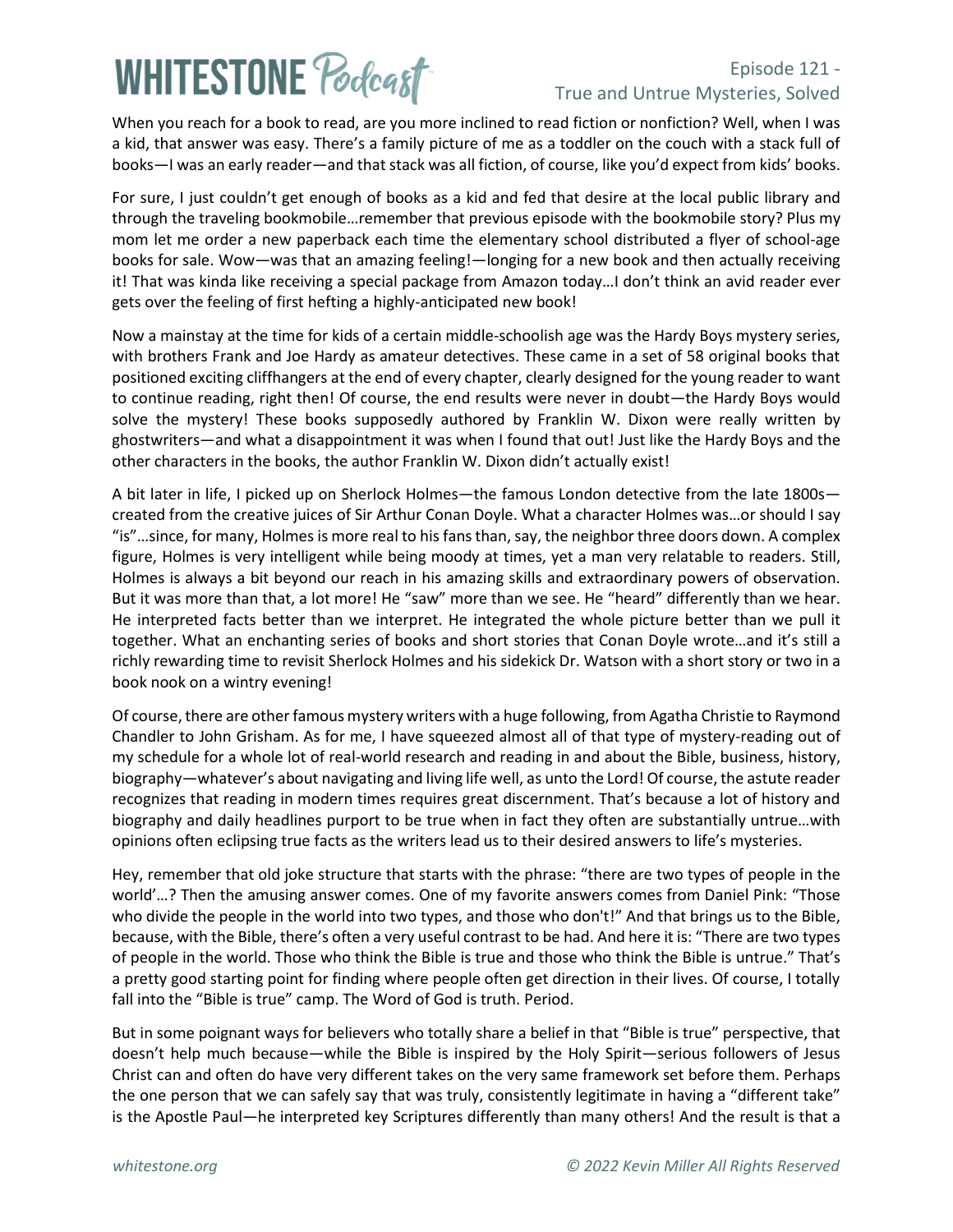When you reach for a book to read, are you more inclined to read fiction or nonfiction? Well, when I was a kid, that answer was easy. There's a family picture of me as a toddler on the couch with a stack full of books—I was an early reader—and that stack was all fiction, of course, like you'd expect from kids' books.

For sure, I just couldn't get enough of books as a kid and fed that desire at the local public library and through the traveling bookmobile…remember that previous episode with the bookmobile story? Plus my mom let me order a new paperback each time the elementary school distributed a flyer of school-age books for sale. Wow—was that an amazing feeling!—longing for a new book and then actually receiving it! That was kinda like receiving a special package from Amazon today…I don't think an avid reader ever gets over the feeling of first hefting a highly-anticipated new book!

Now a mainstay at the time for kids of a certain middle-schoolish age was the Hardy Boys mystery series, with brothers Frank and Joe Hardy as amateur detectives. These came in a set of 58 original books that positioned exciting cliffhangers at the end of every chapter, clearly designed for the young reader to want to continue reading, right then! Of course, the end results were never in doubt—the Hardy Boys would solve the mystery! These books supposedly authored by Franklin W. Dixon were really written by ghostwriters—and what a disappointment it was when I found that out! Just like the Hardy Boys and the other characters in the books, the author Franklin W. Dixon didn't actually exist!

A bit later in life, I picked up on Sherlock Holmes—the famous London detective from the late 1800s—created from the creative juices of Sir Arthur Conan Doyle. What a character Holmes was…or should I say "is"…since, for many, Holmes is more real to his fans than, say, the neighbor three doors down. A complex figure, Holmes is very intelligent while being moody at times, yet a man very relatable to readers. Still, Holmes is always a bit beyond our reach in his amazing skills and extraordinary powers of observation. But it was more than that, a lot more! He "saw" more than we see. He "heard" differently than we hear. He interpreted facts better than we interpret. He integrated the whole picture better than we pull it together. What an enchanting series of books and short stories that Conan Doyle wrote…and it's still a richly rewarding time to revisit Sherlock Holmes and his sidekick Dr. Watson with a short story or two in a book nook on a wintry evening!

Of course, there are other famous mystery writers with a huge following, from Agatha Christie to Raymond Chandler to John Grisham. As for me, I have squeezed almost all of that type of mystery-reading out of my schedule for a whole lot of real-world research and reading in and about the Bible, business, history, biography—whatever's about navigating and living life well, as unto the Lord! Of course, the astute reader recognizes that reading in modern times requires great discernment. That's because a lot of history and biography and daily headlines purport to be true when in fact they often are substantially untrue…with opinions often eclipsing true facts as the writers lead us to their desired answers to life's mysteries.

Hey, remember that old joke structure that starts with the phrase: "there are two types of people in the world'…? Then the amusing answer comes. One of my favorite answers comes from Daniel Pink: "Those who divide the people in the world into two types, and those who don't!" And that brings us to the Bible, because, with the Bible, there's often a very useful contrast to be had. And here it is: "There are two types of people in the world. Those who think the Bible is true and those who think the Bible is untrue." That's a pretty good starting point for finding where people often get direction in their lives. Of course, I totally fall into the "Bible is true" camp. The Word of God is truth. Period.

But in some poignant ways for believers who totally share a belief in that "Bible is true" perspective, that doesn't help much because—while the Bible is inspired by the Holy Spirit—serious followers of Jesus Christ can and often do have very different takes on the very same framework set before them. Perhaps the one person that we can safely say that was truly, consistently legitimate in having a "different take" is the Apostle Paul—he interpreted key Scriptures differently than many others! And the result is that a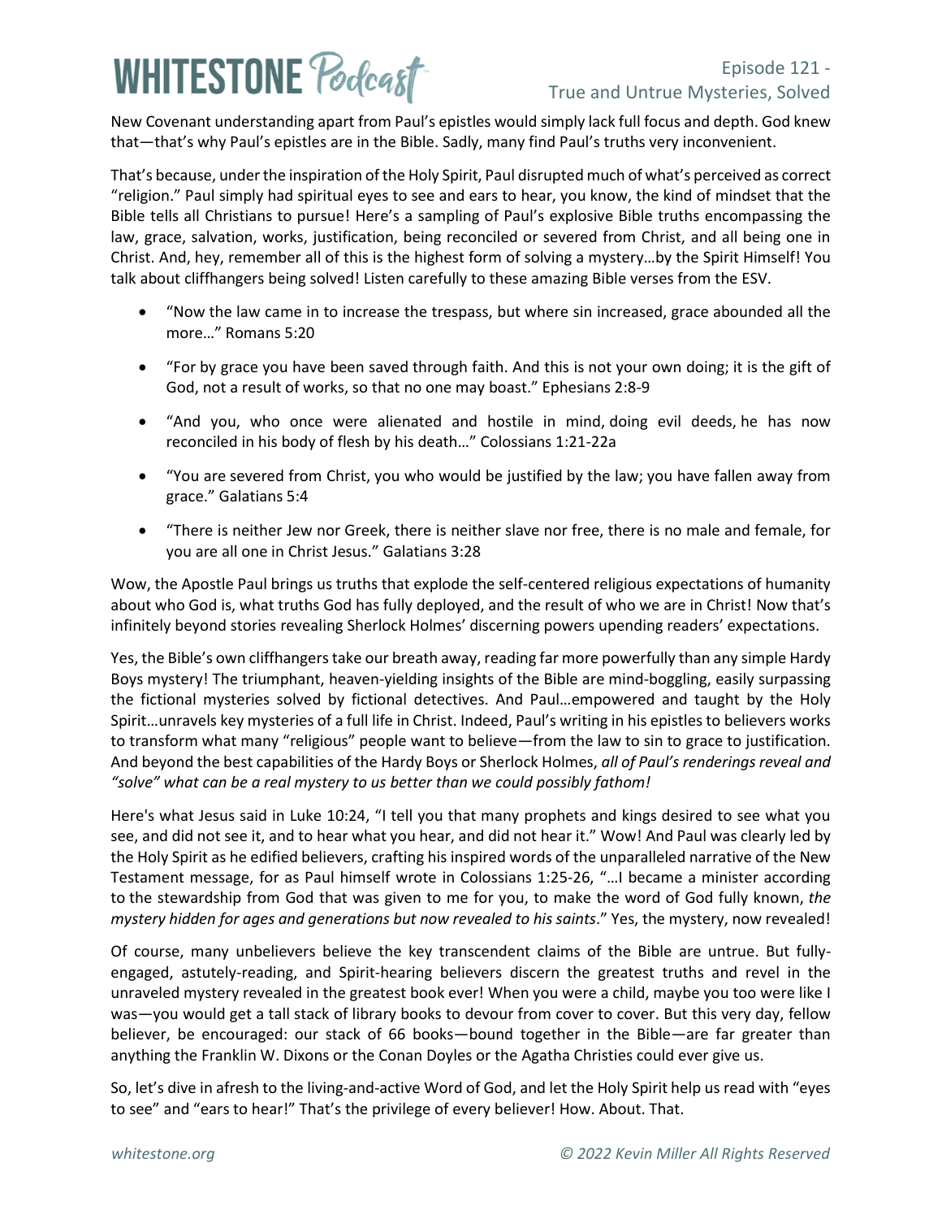New Covenant understanding apart from Paul's epistles would simply lack full focus and depth. God knew that—that's why Paul's epistles are in the Bible. Sadly, many find Paul's truths very inconvenient.

That's because, under the inspiration of the Holy Spirit, Paul disrupted much of what's perceived as correct "religion." Paul simply had spiritual eyes to see and ears to hear, you know, the kind of mindset that the Bible tells all Christians to pursue! Here's a sampling of Paul's explosive Bible truths encompassing the law, grace, salvation, works, justification, being reconciled or severed from Christ, and all being one in Christ. And, hey, remember all of this is the highest form of solving a mystery…by the Spirit Himself! You talk about cliffhangers being solved! Listen carefully to these amazing Bible verses from the ESV.

- "Now the law came in to increase the trespass, but where sin increased, grace abounded all the more…" Romans 5:20
- "For by grace you have been saved through faith. And this is not your own doing; it is the gift of God, not a result of works, so that no one may boast." Ephesians 2:8-9
- "And you, who once were alienated and hostile in mind, doing evil deeds, he has now reconciled in his body of flesh by his death…" Colossians 1:21-22a
- "You are severed from Christ, you who would be justified by the law; you have fallen away from grace." Galatians 5:4
- "There is neither Jew nor Greek, there is neither slave nor free, there is no male and female, for you are all one in Christ Jesus." Galatians 3:28

Wow, the Apostle Paul brings us truths that explode the self-centered religious expectations of humanity about who God is, what truths God has fully deployed, and the result of who we are in Christ! Now that's infinitely beyond stories revealing Sherlock Holmes' discerning powers upending readers' expectations.

Yes, the Bible's own cliffhangers take our breath away, reading far more powerfully than any simple Hardy Boys mystery! The triumphant, heaven-yielding insights of the Bible are mind-boggling, easily surpassing the fictional mysteries solved by fictional detectives. And Paul…empowered and taught by the Holy Spirit…unravels key mysteries of a full life in Christ. Indeed, Paul's writing in his epistles to believers works to transform what many "religious" people want to believe—from the law to sin to grace to justification. And beyond the best capabilities of the Hardy Boys or Sherlock Holmes, *all of Paul's renderings reveal and "solve" what can be a real mystery to us better than we could possibly fathom!*

Here's what Jesus said in Luke 10:24, "I tell you that many prophets and kings desired to see what you see, and did not see it, and to hear what you hear, and did not hear it." Wow! And Paul was clearly led by the Holy Spirit as he edified believers, crafting his inspired words of the unparalleled narrative of the New Testament message, for as Paul himself wrote in Colossians 1:25-26, "…I became a minister according to the stewardship from God that was given to me for you, to make the word of God fully known, *the mystery hidden for ages and generations but now revealed to his saints*." Yes, the mystery, now revealed!

Of course, many unbelievers believe the key transcendent claims of the Bible are untrue. But fully-engaged, astutely-reading, and Spirit-hearing believers discern the greatest truths and revel in the unraveled mystery revealed in the greatest book ever! When you were a child, maybe you too were like I was—you would get a tall stack of library books to devour from cover to cover. But this very day, fellow believer, be encouraged: our stack of 66 books—bound together in the Bible—are far greater than anything the Franklin W. Dixons or the Conan Doyles or the Agatha Christies could ever give us.

So, let's dive in afresh to the living-and-active Word of God, and let the Holy Spirit help us read with "eyes to see" and "ears to hear!" That's the privilege of every believer! How. About. That.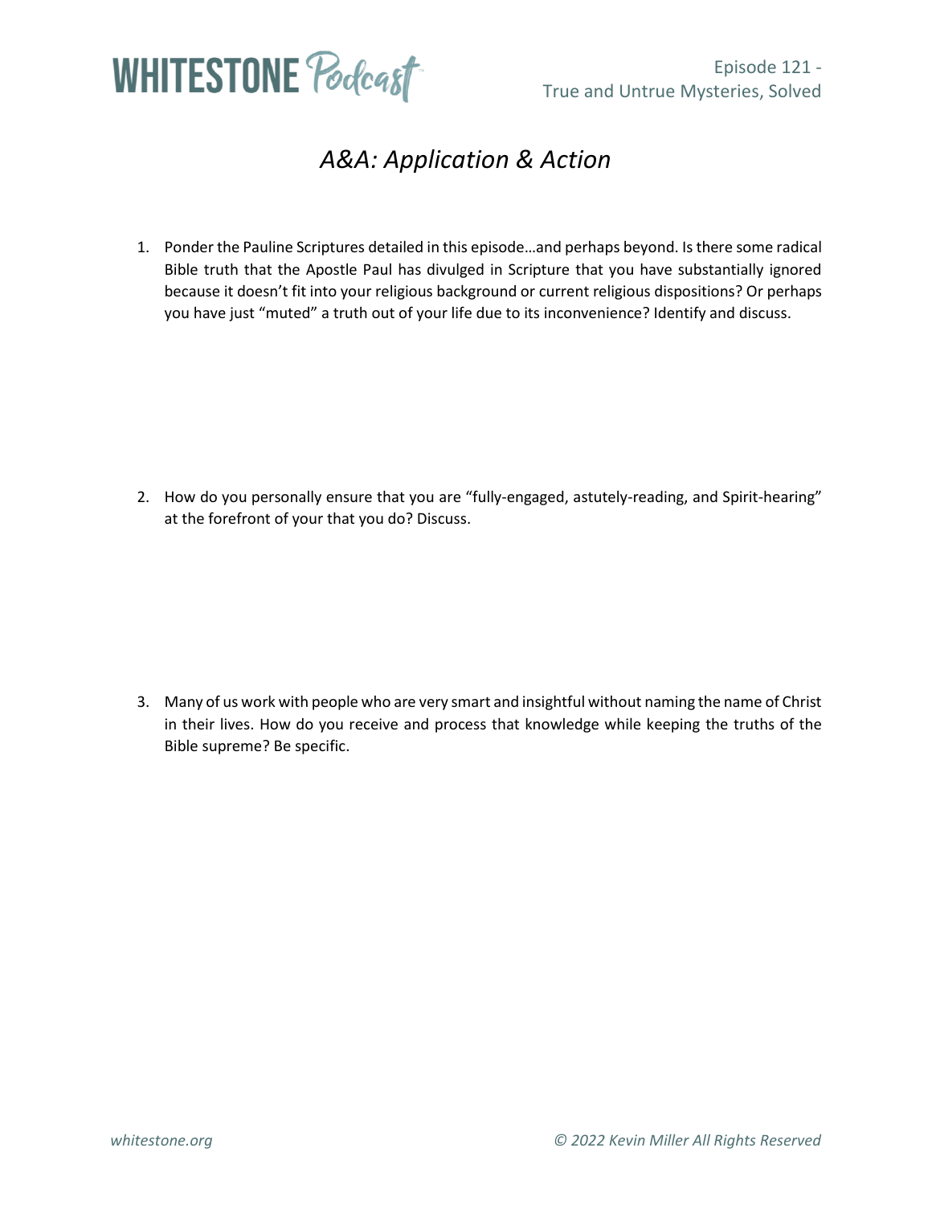# A&A: Application & Action

1. Ponder the Pauline Scriptures detailed in this episode…and perhaps beyond. Is there some radical Bible truth that the Apostle Paul has divulged in Scripture that you have substantially ignored because it doesn't fit into your religious background or current religious dispositions? Or perhaps you have just "muted" a truth out of your life due to its inconvenience? Identify and discuss.

2. How do you personally ensure that you are "fully-engaged, astutely-reading, and Spirit-hearing" at the forefront of your that you do? Discuss.

3. Many of us work with people who are very smart and insightful without naming the name of Christ in their lives. How do you receive and process that knowledge while keeping the truths of the Bible supreme? Be specific.